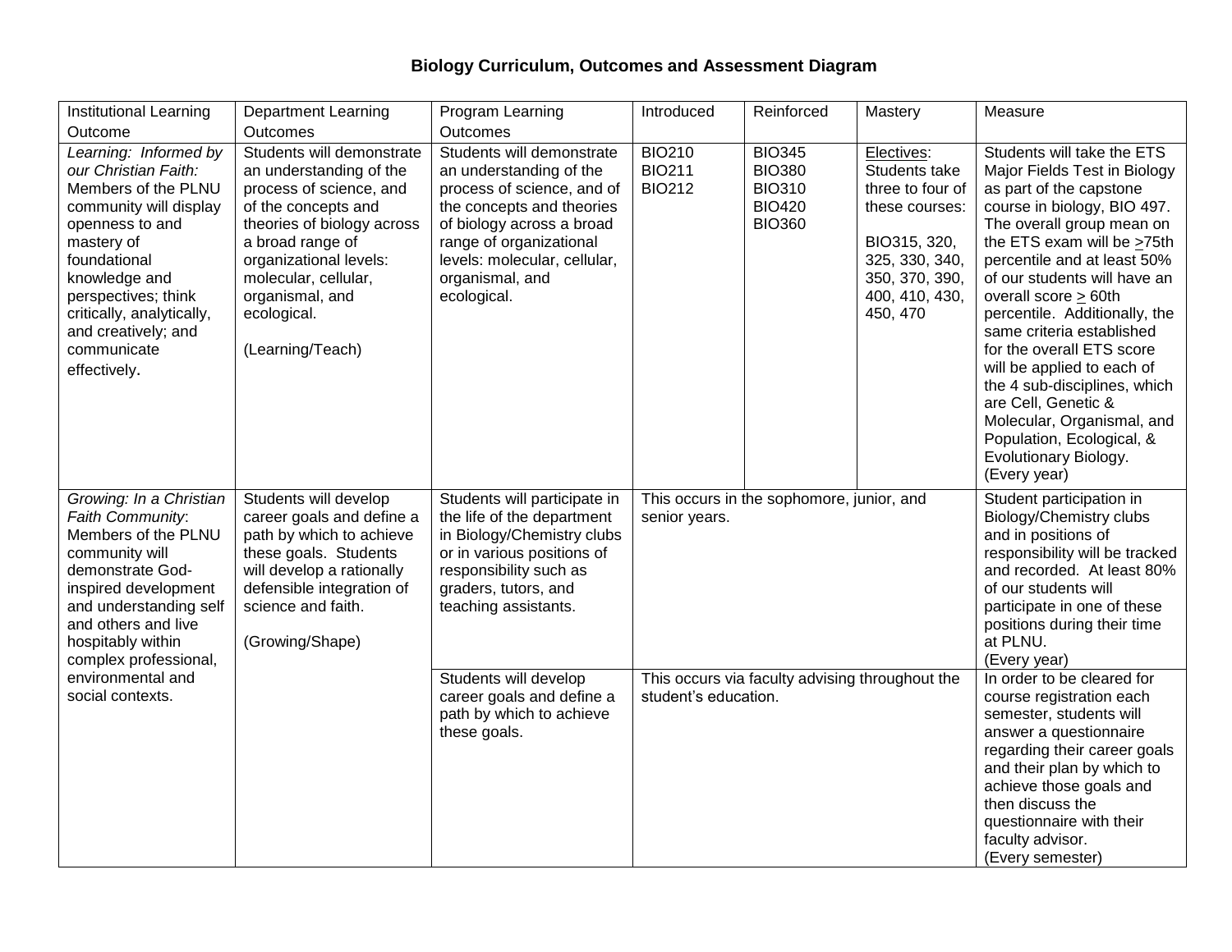## Biology Curriculum, Outcomes and Assessment Diagram

| Institutional Learning Outcome | Department Learning Outcomes | Program Learning Outcomes | Introduced | Reinforced | Mastery | Measure |
|---|---|---|---|---|---|---|
| *Learning: Informed by our Christian Faith:* Members of the PLNU community will display openness to and mastery of foundational knowledge and perspectives; think critically, analytically, and creatively; and communicate effectively. | Students will demonstrate an understanding of the process of science, and of the concepts and theories of biology across a broad range of organizational levels: molecular, cellular, organismal, and ecological.<br><br>(Learning/Teach) | Students will demonstrate an understanding of the process of science, and of the concepts and theories of biology across a broad range of organizational levels: molecular, cellular, organismal, and ecological. | BIO210<br>BIO211<br>BIO212 | BIO345<br>BIO380<br>BIO310<br>BIO420<br>BIO360 | Electives: Students take three to four of these courses:<br><br>BIO315, 320, 325, 330, 340, 350, 370, 390, 400, 410, 430, 450, 470 | Students will take the ETS Major Fields Test in Biology as part of the capstone course in biology, BIO 497. The overall group mean on the ETS exam will be ≥75th percentile and at least 50% of our students will have an overall score ≥ 60th percentile. Additionally, the same criteria established for the overall ETS score will be applied to each of the 4 sub-disciplines, which are Cell, Genetic & Molecular, Organismal, and Population, Ecological, & Evolutionary Biology.<br>(Every year) |
| *Growing: In a Christian Faith Community*: Members of the PLNU community will demonstrate God-inspired development and understanding self and others and live hospitably within complex professional, environmental and social contexts. | Students will develop career goals and define a path by which to achieve these goals. Students will develop a rationally defensible integration of science and faith.<br><br>(Growing/Shape) | Students will participate in the life of the department in Biology/Chemistry clubs or in various positions of responsibility such as graders, tutors, and teaching assistants. | This occurs in the sophomore, junior, and senior years. | | | Student participation in Biology/Chemistry clubs and in positions of responsibility will be tracked and recorded. At least 80% of our students will participate in one of these positions during their time at PLNU.<br>(Every year) |
| | | Students will develop career goals and define a path by which to achieve these goals. | This occurs via faculty advising throughout the student's education. | | | In order to be cleared for course registration each semester, students will answer a questionnaire regarding their career goals and their plan by which to achieve those goals and then discuss the questionnaire with their faculty advisor.<br>(Every semester) |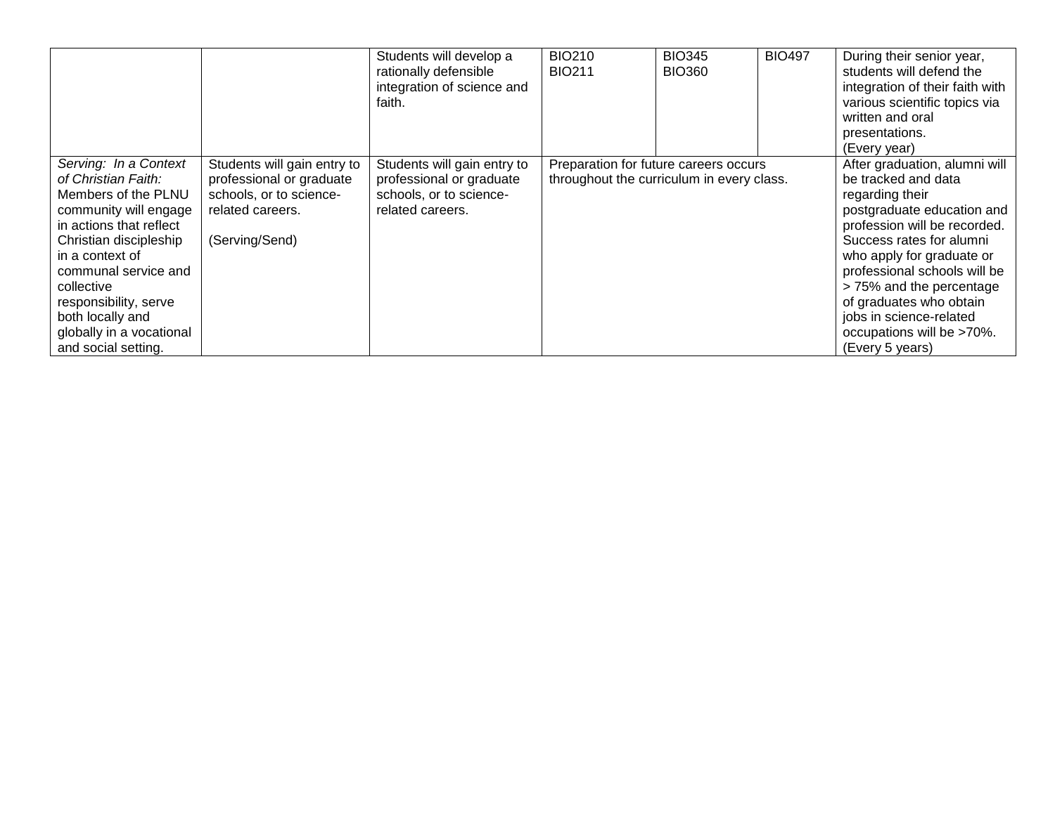| | | | | | | |
|---|---|---|---|---|---|---|
| | | Students will develop a rationally defensible integration of science and faith. | BIO210 BIO211 | BIO345 BIO360 | BIO497 | During their senior year, students will defend the integration of their faith with various scientific topics via written and oral presentations. (Every year) |
| *Serving: In a Context of Christian Faith:* Members of the PLNU community will engage in actions that reflect Christian discipleship in a context of communal service and collective responsibility, serve both locally and globally in a vocational and social setting. | Students will gain entry to professional or graduate schools, or to science-related careers. (Serving/Send) | Students will gain entry to professional or graduate schools, or to science-related careers. | Preparation for future careers occurs throughout the curriculum in every class. | | | After graduation, alumni will be tracked and data regarding their postgraduate education and profession will be recorded. Success rates for alumni who apply for graduate or professional schools will be > 75% and the percentage of graduates who obtain jobs in science-related occupations will be >70%. (Every 5 years) |